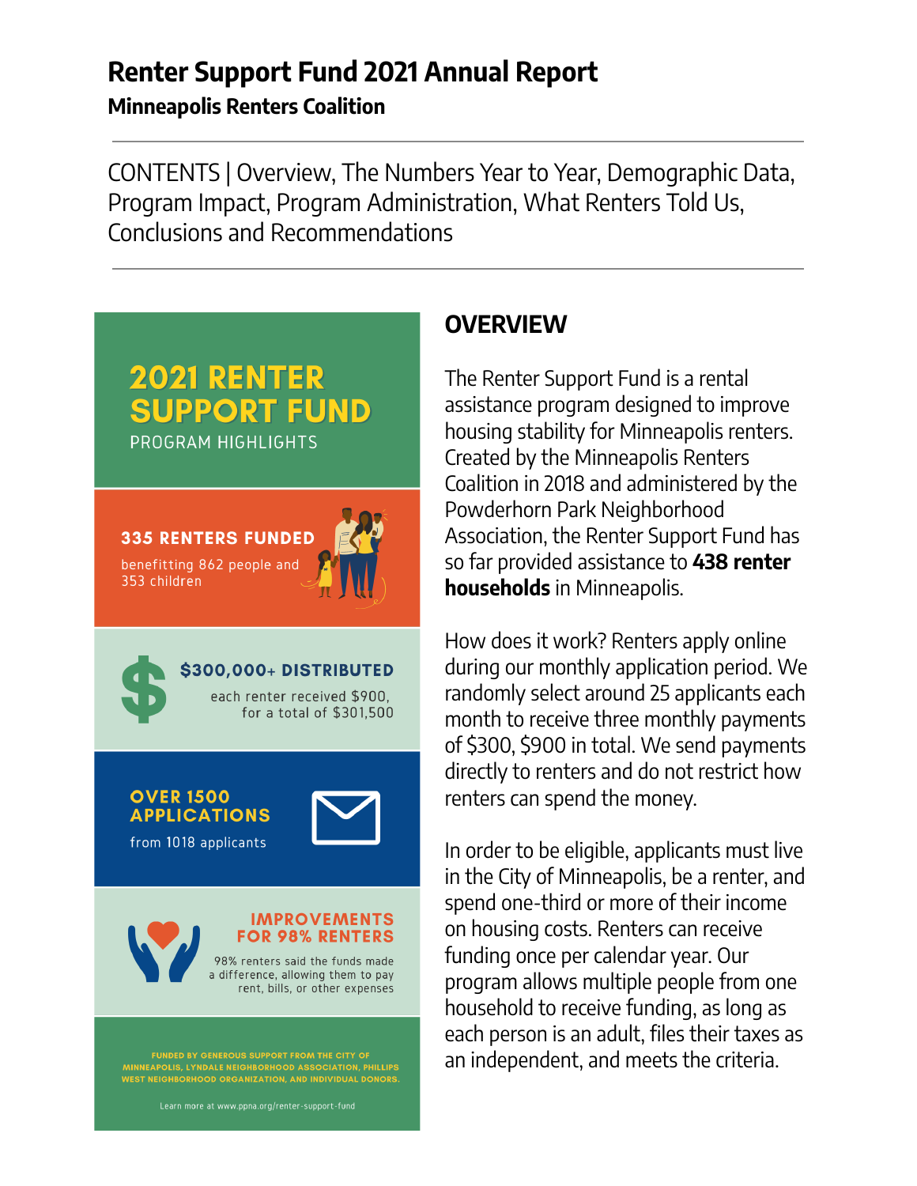# Renter Support Fund 2021 Annual Report

**Minneapolis Renters Coalition**

CONTENTS | Overview, The Numbers Year to Year, Demographic Data, Program Impact, Program Administration, What Renters Told Us, Conclusions and Recommendations

## 2021 RENTER SUPPORT FUND

PROGRAM HIGHLIGHTS

**335 RENTERS FUNDED**

benefitting 862 people and 353 children

**$300,000+ DISTRIBUTED**

each renter received $900, for a total of $301,500

**OVER 1500 APPLICATIONS**

from 1018 applicants

**IMPROVEMENTS FOR 98% RENTERS**

98% renters said the funds made a difference, allowing them to pay rent, bills, or other expenses

FUNDED BY GENEROUS SUPPORT FROM THE CITY OF MINNEAPOLIS, LYNDALE NEIGHBORHOOD ASSOCIATION, PHILLIPS WEST NEIGHBORHOOD ORGANIZATION, AND INDIVIDUAL DONORS.

Learn more at www.ppna.org/renter-support-fund

## OVERVIEW

The Renter Support Fund is a rental assistance program designed to improve housing stability for Minneapolis renters. Created by the Minneapolis Renters Coalition in 2018 and administered by the Powderhorn Park Neighborhood Association, the Renter Support Fund has so far provided assistance to **438 renter households** in Minneapolis.

How does it work? Renters apply online during our monthly application period. We randomly select around 25 applicants each month to receive three monthly payments of $300, $900 in total. We send payments directly to renters and do not restrict how renters can spend the money.

In order to be eligible, applicants must live in the City of Minneapolis, be a renter, and spend one-third or more of their income on housing costs. Renters can receive funding once per calendar year. Our program allows multiple people from one household to receive funding, as long as each person is an adult, files their taxes as an independent, and meets the criteria.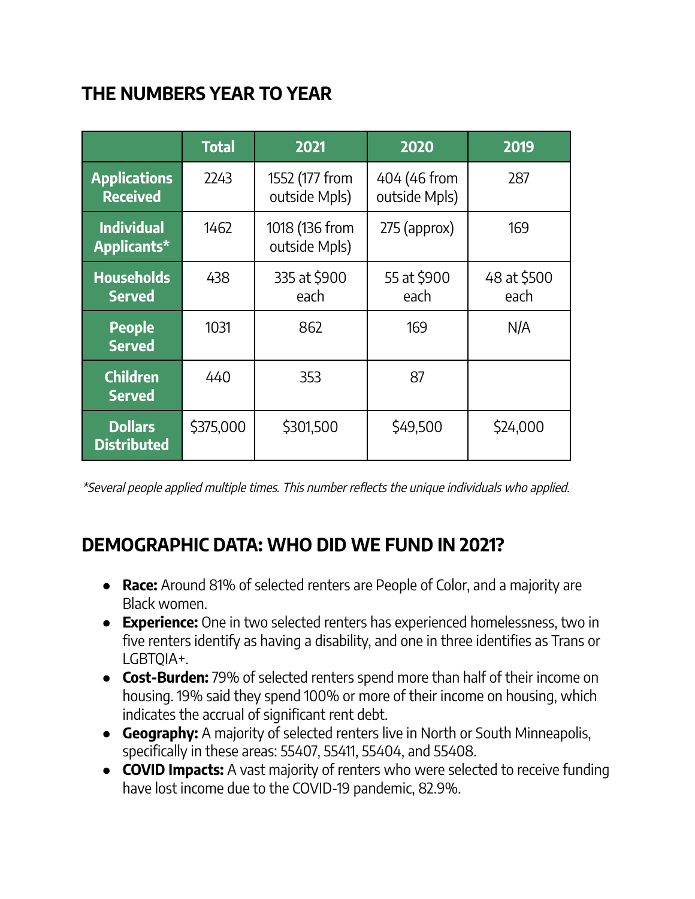## THE NUMBERS YEAR TO YEAR

| | Total | 2021 | 2020 | 2019 |
|---|---|---|---|---|
| **Applications Received** | 2243 | 1552 (177 from outside Mpls) | 404 (46 from outside Mpls) | 287 |
| **Individual Applicants*** | 1462 | 1018 (136 from outside Mpls) | 275 (approx) | 169 |
| **Households Served** | 438 | 335 at $900 each | 55 at $900 each | 48 at $500 each |
| **People Served** | 1031 | 862 | 169 | N/A |
| **Children Served** | 440 | 353 | 87 | |
| **Dollars Distributed** | $375,000 | $301,500 | $49,500 | $24,000 |

*\*Several people applied multiple times. This number reflects the unique individuals who applied.*

## DEMOGRAPHIC DATA: WHO DID WE FUND IN 2021?

- **Race:** Around 81% of selected renters are People of Color, and a majority are Black women.
- **Experience:** One in two selected renters has experienced homelessness, two in five renters identify as having a disability, and one in three identifies as Trans or LGBTQIA+.
- **Cost-Burden:** 79% of selected renters spend more than half of their income on housing. 19% said they spend 100% or more of their income on housing, which indicates the accrual of significant rent debt.
- **Geography:** A majority of selected renters live in North or South Minneapolis, specifically in these areas: 55407, 55411, 55404, and 55408.
- **COVID Impacts:** A vast majority of renters who were selected to receive funding have lost income due to the COVID-19 pandemic, 82.9%.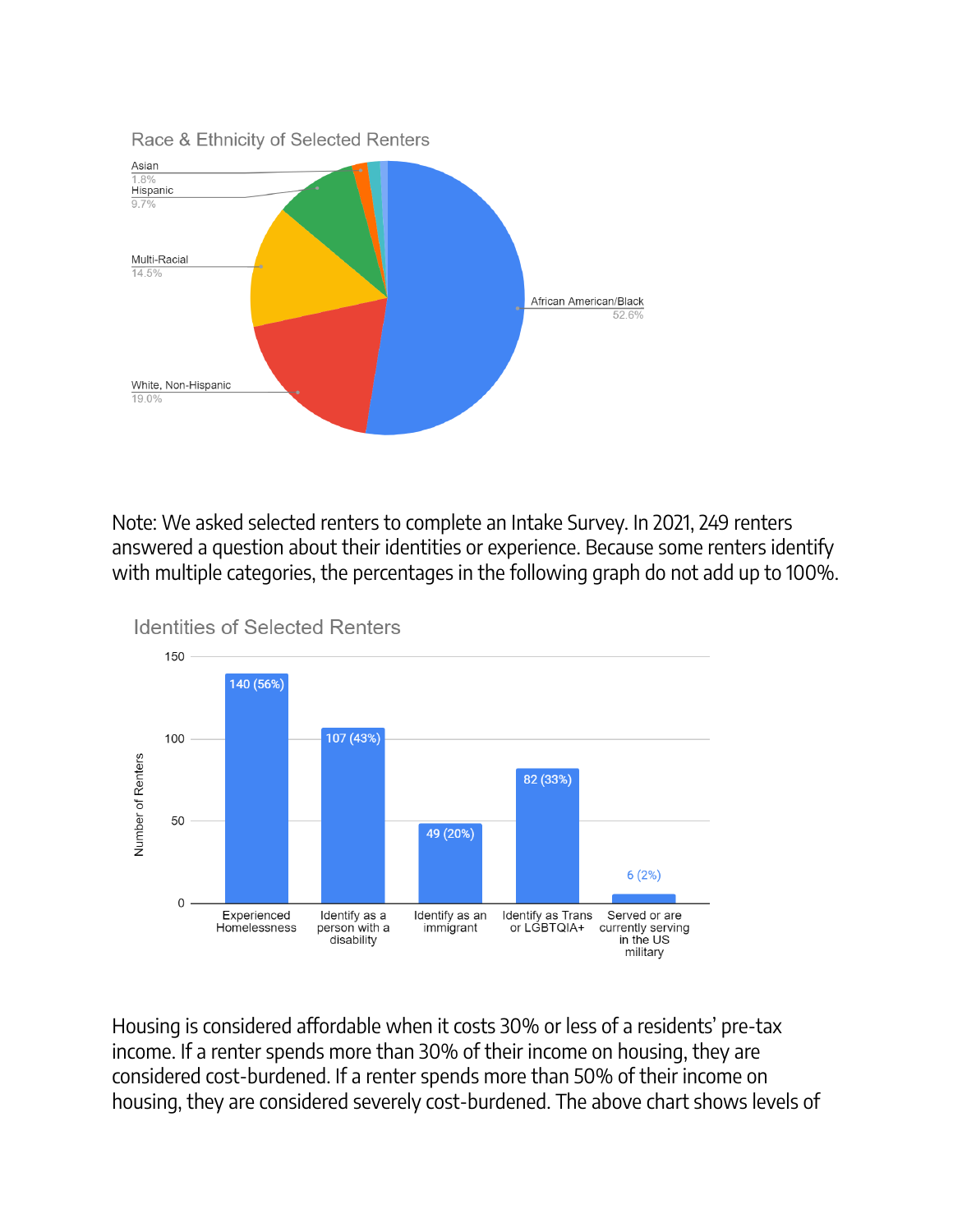Race & Ethnicity of Selected Renters

| Race & Ethnicity | Percentage |
| --- | --- |
| African American/Black | 52.6% |
| White, Non-Hispanic | 19.0% |
| Multi-Racial | 14.5% |
| Hispanic | 9.7% |
| Asian | 1.8% |

Note: We asked selected renters to complete an Intake Survey. In 2021, 249 renters answered a question about their identities or experience. Because some renters identify with multiple categories, the percentages in the following graph do not add up to 100%.

Identities of Selected Renters

| Identity | Number of Renters |
| --- | --- |
| Experienced Homelessness | 140 (56%) |
| Identify as a person with a disability | 107 (43%) |
| Identify as an immigrant | 49 (20%) |
| Identify as Trans or LGBTQIA+ | 82 (33%) |
| Served or are currently serving in the US military | 6 (2%) |

Housing is considered affordable when it costs 30% or less of a residents' pre-tax income. If a renter spends more than 30% of their income on housing, they are considered cost-burdened. If a renter spends more than 50% of their income on housing, they are considered severely cost-burdened. The above chart shows levels of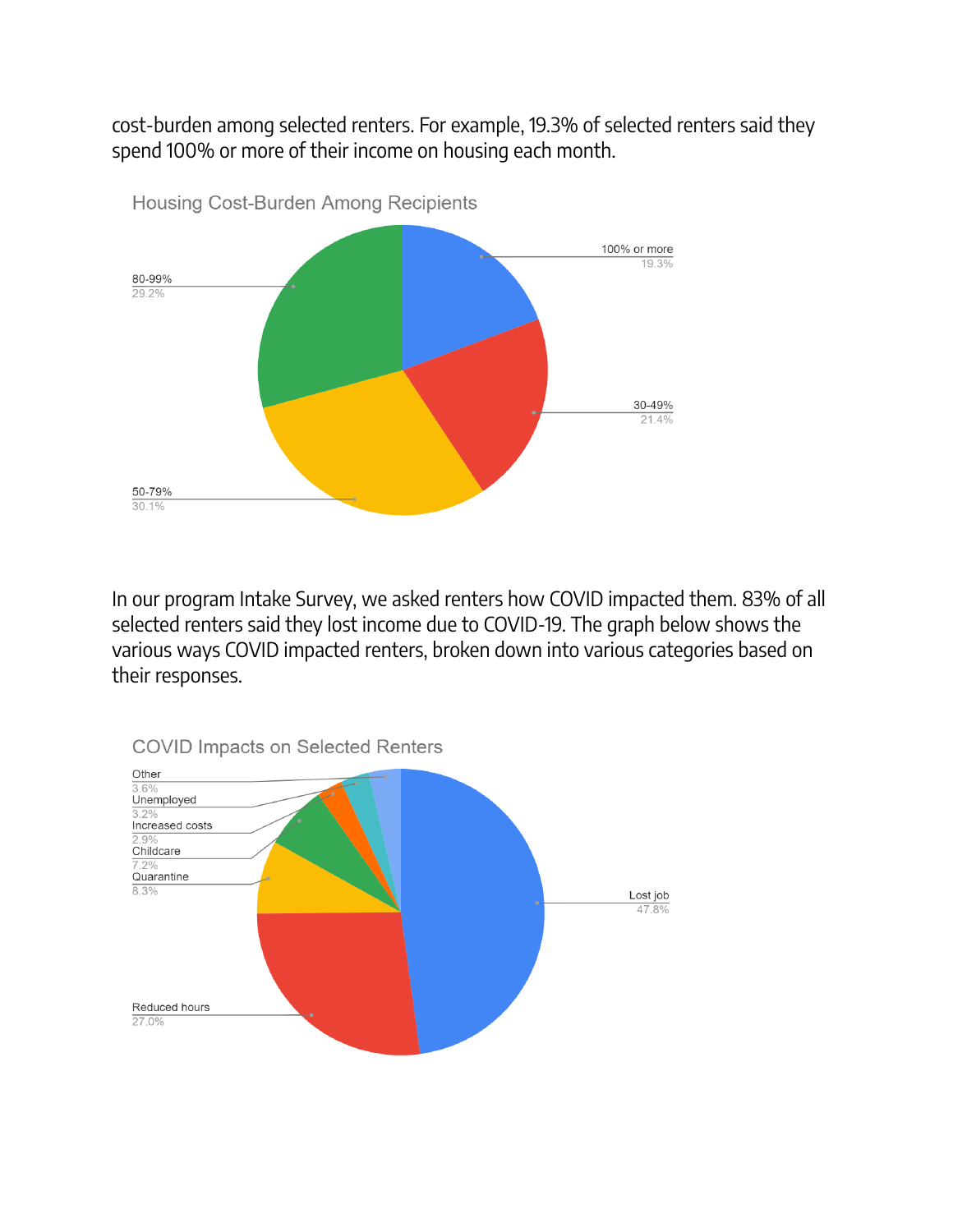cost-burden among selected renters. For example, 19.3% of selected renters said they spend 100% or more of their income on housing each month.

Housing Cost-Burden Among Recipients

| Category | Percentage |
| --- | --- |
| 100% or more | 19.3% |
| 30-49% | 21.4% |
| 50-79% | 30.1% |
| 80-99% | 29.2% |

In our program Intake Survey, we asked renters how COVID impacted them. 83% of all selected renters said they lost income due to COVID-19. The graph below shows the various ways COVID impacted renters, broken down into various categories based on their responses.

COVID Impacts on Selected Renters

| Category | Percentage |
| --- | --- |
| Lost job | 47.8% |
| Reduced hours | 27.0% |
| Quarantine | 8.3% |
| Childcare | 7.2% |
| Increased costs | 2.9% |
| Unemployed | 3.2% |
| Other | 3.6% |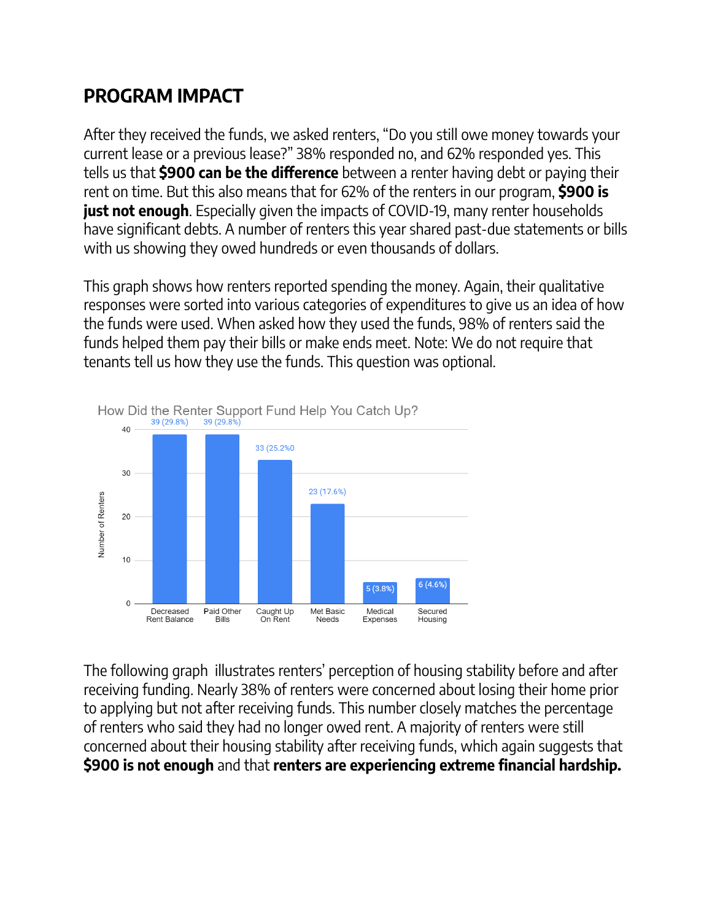## PROGRAM IMPACT

After they received the funds, we asked renters, "Do you still owe money towards your current lease or a previous lease?" 38% responded no, and 62% responded yes. This tells us that **$900 can be the difference** between a renter having debt or paying their rent on time. But this also means that for 62% of the renters in our program, **$900 is just not enough**. Especially given the impacts of COVID-19, many renter households have significant debts. A number of renters this year shared past-due statements or bills with us showing they owed hundreds or even thousands of dollars.

This graph shows how renters reported spending the money. Again, their qualitative responses were sorted into various categories of expenditures to give us an idea of how the funds were used. When asked how they used the funds, 98% of renters said the funds helped them pay their bills or make ends meet. Note: We do not require that tenants tell us how they use the funds. This question was optional.

**How Did the Renter Support Fund Help You Catch Up?**

| Category | Number of Renters |
| --- | --- |
| Decreased Rent Balance | 39 (29.8%) |
| Paid Other Bills | 39 (29.8%) |
| Caught Up On Rent | 33 (25.2%0 |
| Met Basic Needs | 23 (17.6%) |
| Medical Expenses | 5 (3.8%) |
| Secured Housing | 6 (4.6%) |

The following graph illustrates renters' perception of housing stability before and after receiving funding. Nearly 38% of renters were concerned about losing their home prior to applying but not after receiving funds. This number closely matches the percentage of renters who said they had no longer owed rent. A majority of renters were still concerned about their housing stability after receiving funds, which again suggests that **$900 is not enough** and that **renters are experiencing extreme financial hardship.**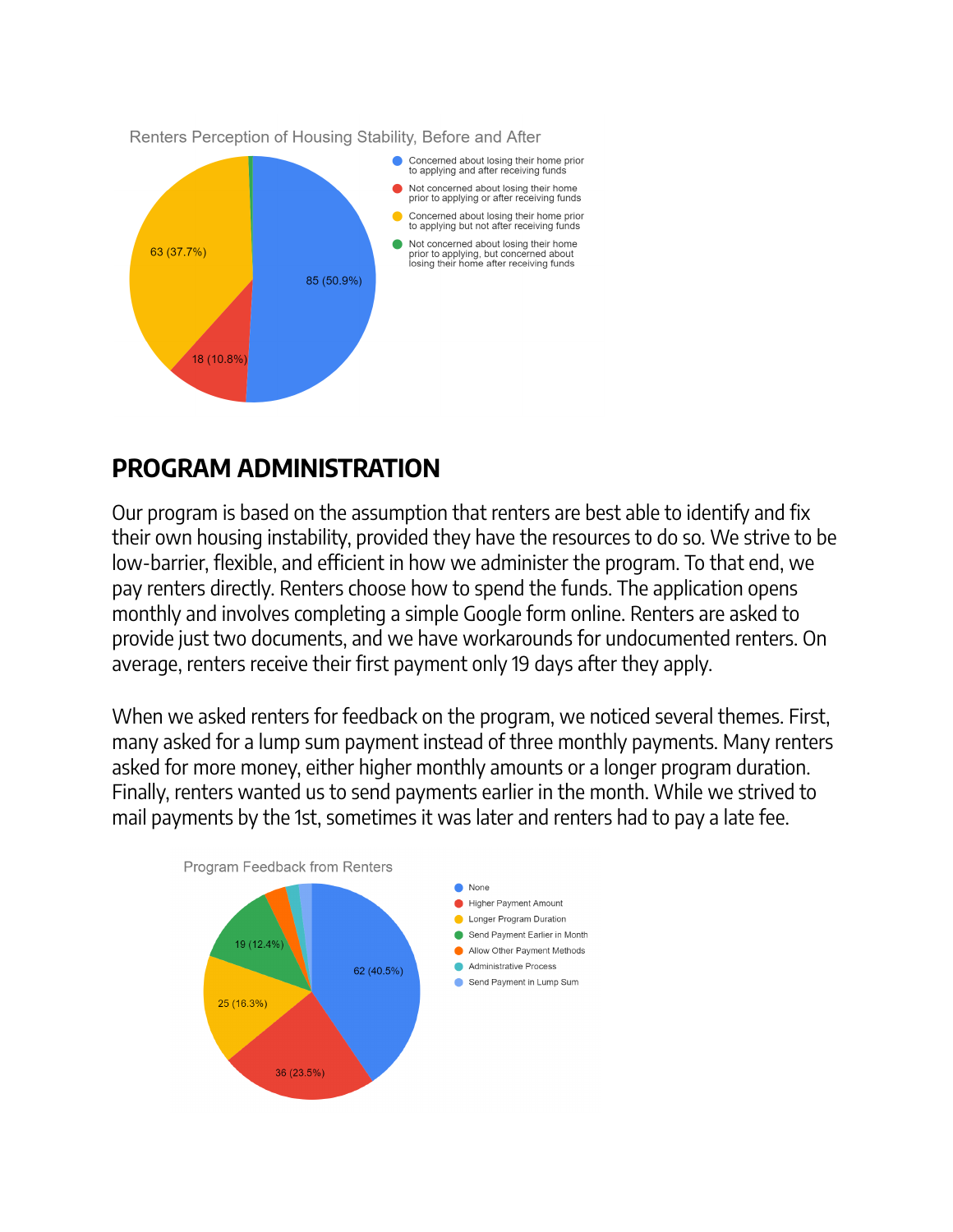Renters Perception of Housing Stability, Before and After

- Concerned about losing their home prior to applying and after receiving funds: 85 (50.9%)
- Not concerned about losing their home prior to applying or after receiving funds: 18 (10.8%)
- Concerned about losing their home prior to applying but not after receiving funds: 63 (37.7%)
- Not concerned about losing their home prior to applying, but concerned about losing their home after receiving funds

## PROGRAM ADMINISTRATION

Our program is based on the assumption that renters are best able to identify and fix their own housing instability, provided they have the resources to do so. We strive to be low-barrier, flexible, and efficient in how we administer the program. To that end, we pay renters directly. Renters choose how to spend the funds. The application opens monthly and involves completing a simple Google form online. Renters are asked to provide just two documents, and we have workarounds for undocumented renters. On average, renters receive their first payment only 19 days after they apply.

When we asked renters for feedback on the program, we noticed several themes. First, many asked for a lump sum payment instead of three monthly payments. Many renters asked for more money, either higher monthly amounts or a longer program duration. Finally, renters wanted us to send payments earlier in the month. While we strived to mail payments by the 1st, sometimes it was later and renters had to pay a late fee.

Program Feedback from Renters

- None: 62 (40.5%)
- Higher Payment Amount: 36 (23.5%)
- Longer Program Duration: 25 (16.3%)
- Send Payment Earlier in Month: 19 (12.4%)
- Allow Other Payment Methods
- Administrative Process
- Send Payment in Lump Sum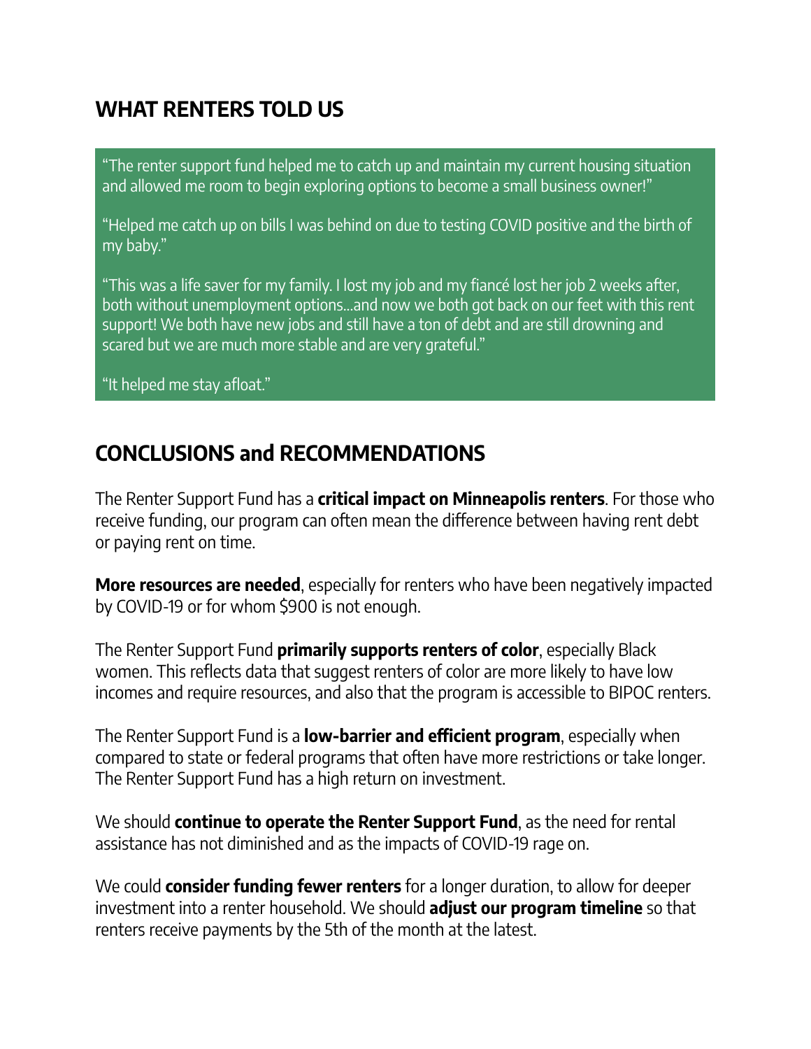## WHAT RENTERS TOLD US

"The renter support fund helped me to catch up and maintain my current housing situation and allowed me room to begin exploring options to become a small business owner!"

"Helped me catch up on bills I was behind on due to testing COVID positive and the birth of my baby."

"This was a life saver for my family. I lost my job and my fiancé lost her job 2 weeks after, both without unemployment options...and now we both got back on our feet with this rent support! We both have new jobs and still have a ton of debt and are still drowning and scared but we are much more stable and are very grateful."

"It helped me stay afloat."

## CONCLUSIONS and RECOMMENDATIONS

The Renter Support Fund has a **critical impact on Minneapolis renters**. For those who receive funding, our program can often mean the difference between having rent debt or paying rent on time.

**More resources are needed**, especially for renters who have been negatively impacted by COVID-19 or for whom $900 is not enough.

The Renter Support Fund **primarily supports renters of color**, especially Black women. This reflects data that suggest renters of color are more likely to have low incomes and require resources, and also that the program is accessible to BIPOC renters.

The Renter Support Fund is a **low-barrier and efficient program**, especially when compared to state or federal programs that often have more restrictions or take longer. The Renter Support Fund has a high return on investment.

We should **continue to operate the Renter Support Fund**, as the need for rental assistance has not diminished and as the impacts of COVID-19 rage on.

We could **consider funding fewer renters** for a longer duration, to allow for deeper investment into a renter household. We should **adjust our program timeline** so that renters receive payments by the 5th of the month at the latest.